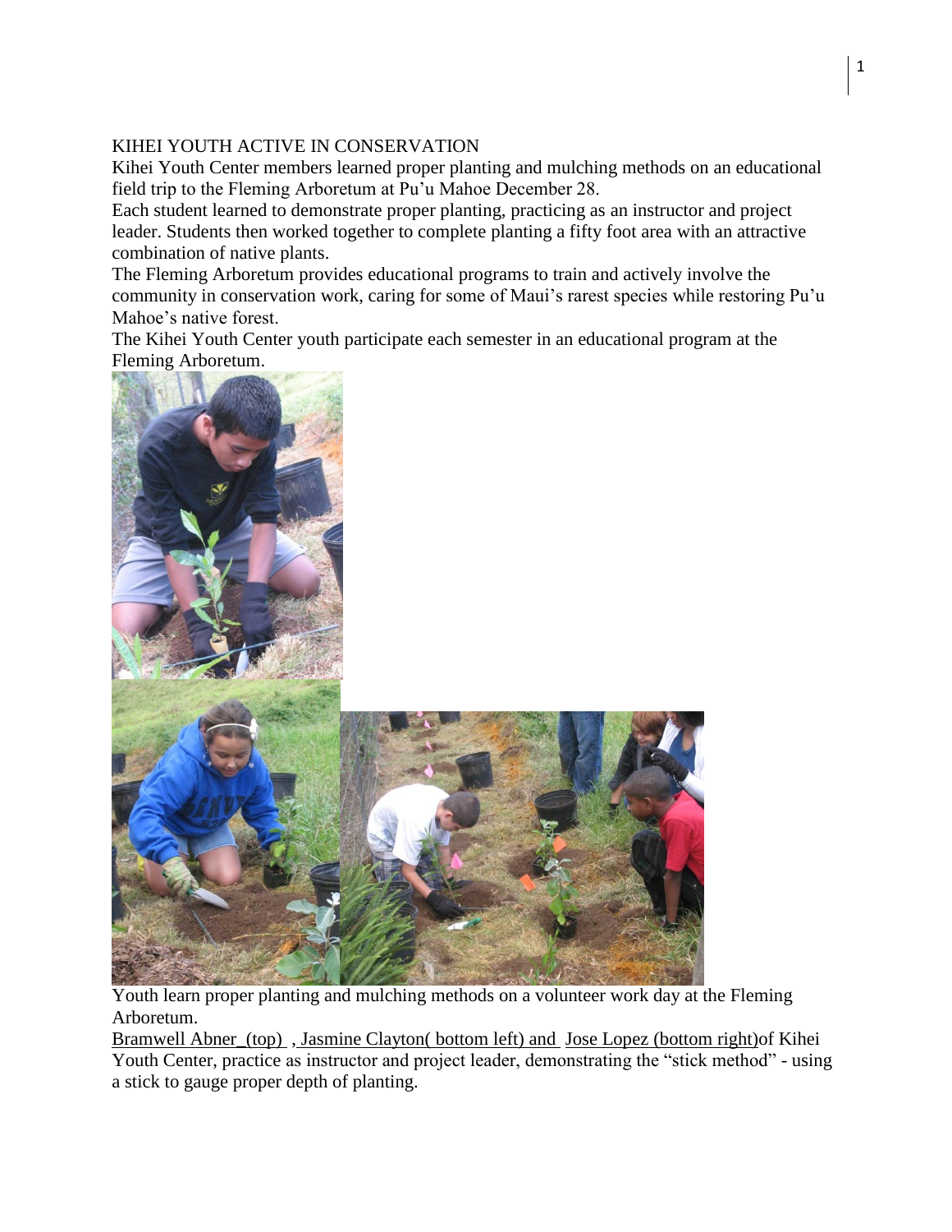# KIHEI YOUTH ACTIVE IN CONSERVATION

Kihei Youth Center members learned proper planting and mulching methods on an educational field trip to the Fleming Arboretum at Pu'u Mahoe December 28.

Each student learned to demonstrate proper planting, practicing as an instructor and project leader. Students then worked together to complete planting a fifty foot area with an attractive combination of native plants.

The Fleming Arboretum provides educational programs to train and actively involve the community in conservation work, caring for some of Maui's rarest species while restoring Pu'u Mahoe's native forest.

The Kihei Youth Center youth participate each semester in an educational program at the Fleming Arboretum.

Youth learn proper planting and mulching methods on a volunteer work day at the Fleming Arboretum.

Bramwell Abner (top), Jasmine Clayton (bottom left) and Jose Lopez (bottom right) of Kihei Youth Center, practice as instructor and project leader, demonstrating the "stick method" - using a stick to gauge proper depth of planting.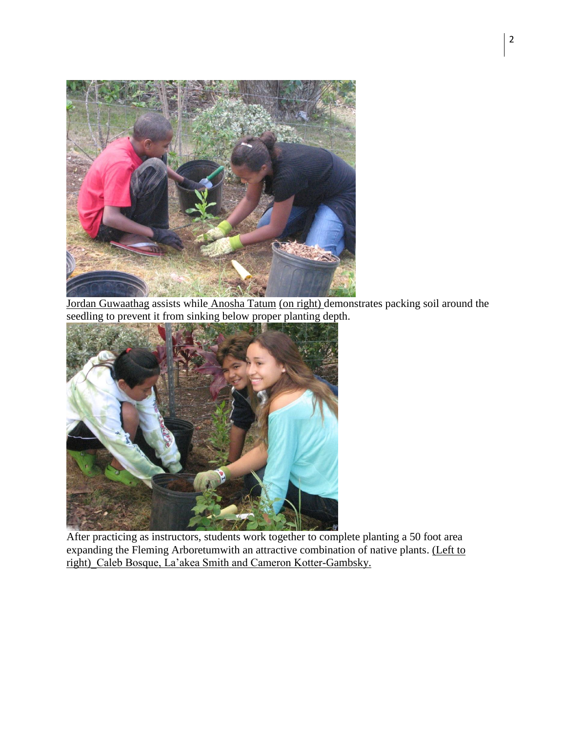Jordan Guwaathag assists while Anosha Tatum (on right) demonstrates packing soil around the seedling to prevent it from sinking below proper planting depth.

After practicing as instructors, students work together to complete planting a 50 foot area expanding the Fleming Arboretumwith an attractive combination of native plants. (Left to right) Caleb Bosque, La'akea Smith and Cameron Kotter-Gambsky.